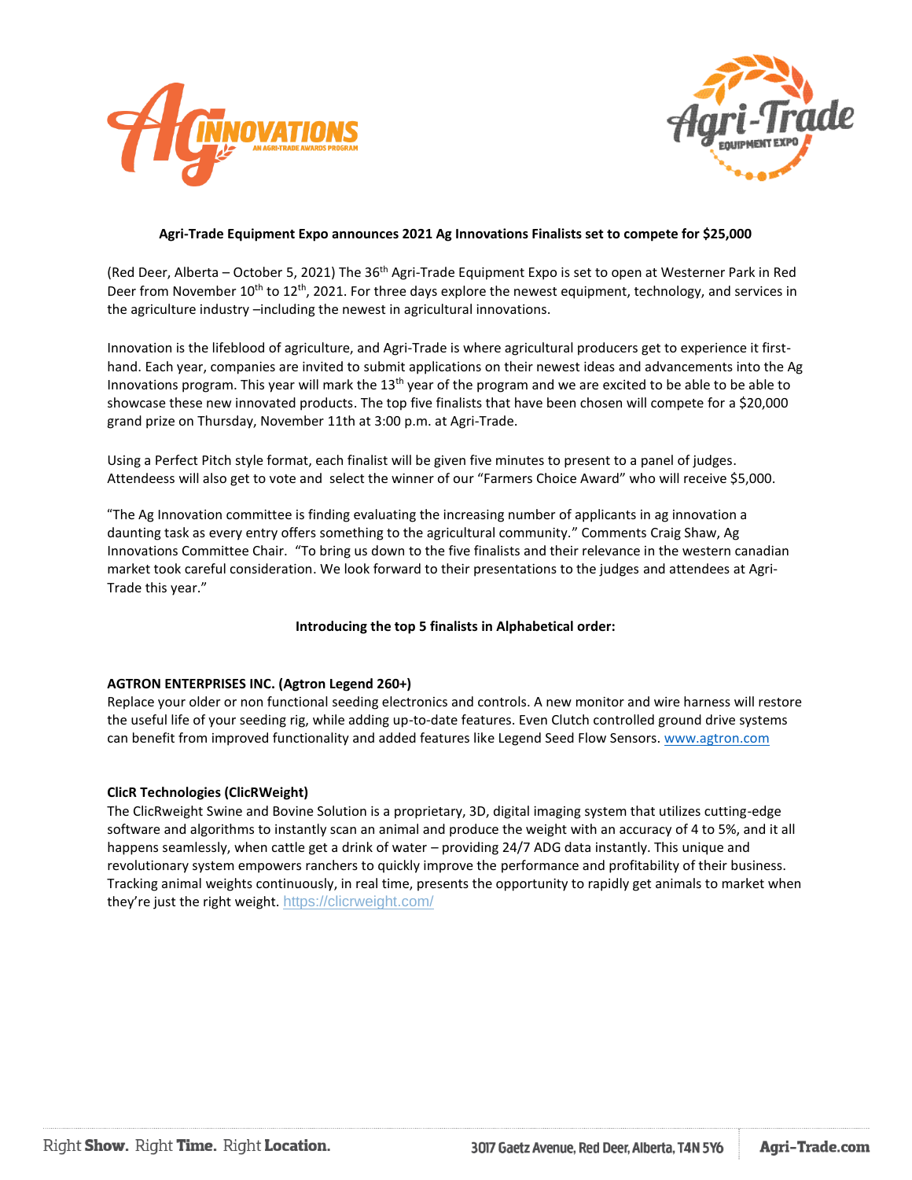**Agri-Trade Equipment Expo announces 2021 Ag Innovations Finalists set to compete for $25,000**

(Red Deer, Alberta – October 5, 2021) The 36th Agri-Trade Equipment Expo is set to open at Westerner Park in Red Deer from November 10th to 12th, 2021. For three days explore the newest equipment, technology, and services in the agriculture industry –including the newest in agricultural innovations.

Innovation is the lifeblood of agriculture, and Agri-Trade is where agricultural producers get to experience it first-hand. Each year, companies are invited to submit applications on their newest ideas and advancements into the Ag Innovations program. This year will mark the 13th year of the program and we are excited to be able to be able to showcase these new innovated products. The top five finalists that have been chosen will compete for a $20,000 grand prize on Thursday, November 11th at 3:00 p.m. at Agri-Trade.

Using a Perfect Pitch style format, each finalist will be given five minutes to present to a panel of judges. Attendeess will also get to vote and select the winner of our "Farmers Choice Award" who will receive $5,000.

"The Ag Innovation committee is finding evaluating the increasing number of applicants in ag innovation a daunting task as every entry offers something to the agricultural community." Comments Craig Shaw, Ag Innovations Committee Chair. "To bring us down to the five finalists and their relevance in the western canadian market took careful consideration. We look forward to their presentations to the judges and attendees at Agri-Trade this year."

**Introducing the top 5 finalists in Alphabetical order:**

**AGTRON ENTERPRISES INC. (Agtron Legend 260+)**
Replace your older or non functional seeding electronics and controls. A new monitor and wire harness will restore the useful life of your seeding rig, while adding up-to-date features. Even Clutch controlled ground drive systems can benefit from improved functionality and added features like Legend Seed Flow Sensors. www.agtron.com

**ClicR Technologies (ClicRWeight)**
The ClicRweight Swine and Bovine Solution is a proprietary, 3D, digital imaging system that utilizes cutting-edge software and algorithms to instantly scan an animal and produce the weight with an accuracy of 4 to 5%, and it all happens seamlessly, when cattle get a drink of water – providing 24/7 ADG data instantly. This unique and revolutionary system empowers ranchers to quickly improve the performance and profitability of their business. Tracking animal weights continuously, in real time, presents the opportunity to rapidly get animals to market when they're just the right weight. https://clicrweight.com/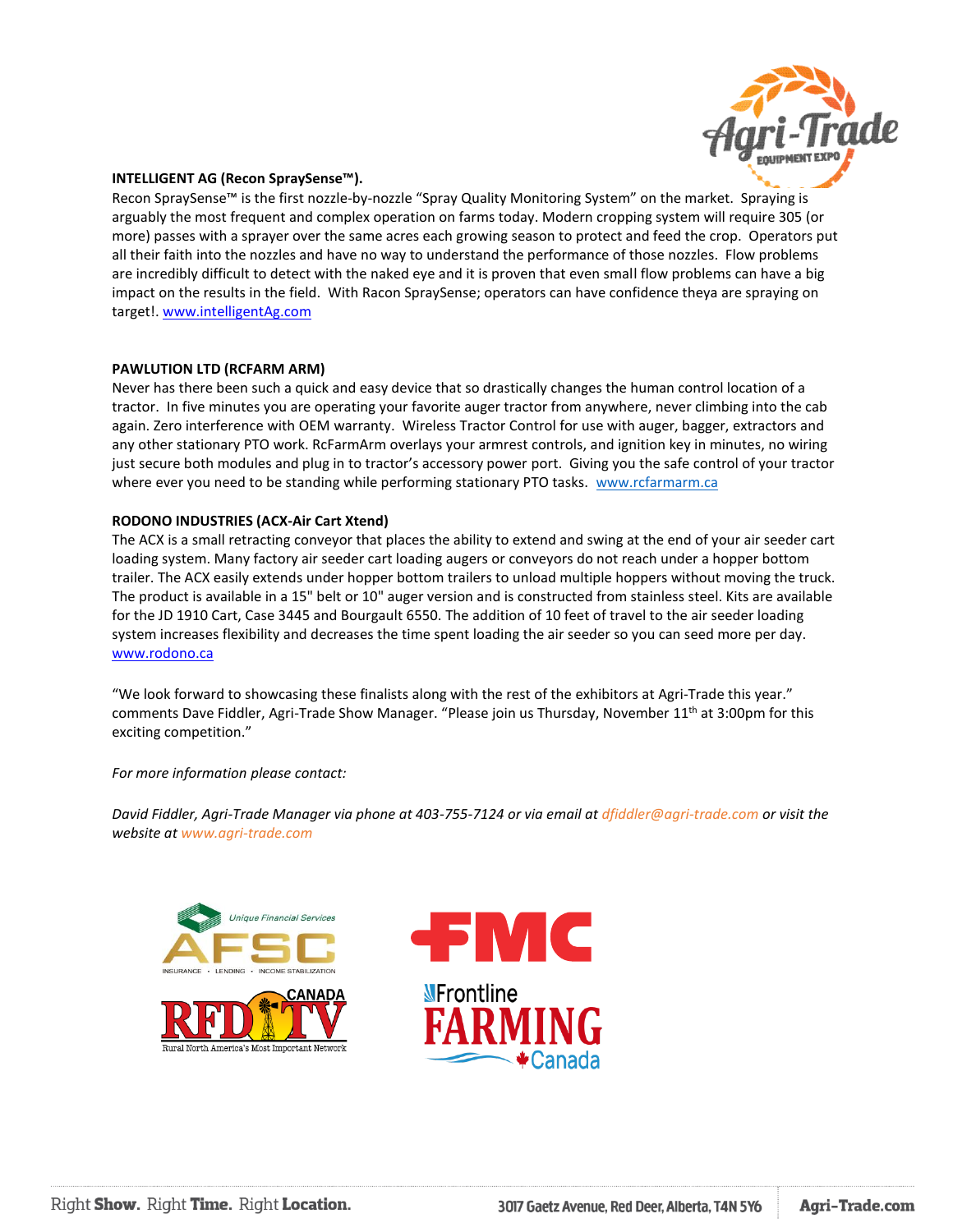**INTELLIGENT AG (Recon SpraySense™).**
Recon SpraySense™ is the first nozzle-by-nozzle "Spray Quality Monitoring System" on the market. Spraying is arguably the most frequent and complex operation on farms today. Modern cropping system will require 305 (or more) passes with a sprayer over the same acres each growing season to protect and feed the crop. Operators put all their faith into the nozzles and have no way to understand the performance of those nozzles. Flow problems are incredibly difficult to detect with the naked eye and it is proven that even small flow problems can have a big impact on the results in the field. With Racon SpraySense; operators can have confidence theya are spraying on target!. www.intelligentAg.com

**PAWLUTION LTD (RCFARM ARM)**
Never has there been such a quick and easy device that so drastically changes the human control location of a tractor. In five minutes you are operating your favorite auger tractor from anywhere, never climbing into the cab again. Zero interference with OEM warranty. Wireless Tractor Control for use with auger, bagger, extractors and any other stationary PTO work. RcFarmArm overlays your armrest controls, and ignition key in minutes, no wiring just secure both modules and plug in to tractor's accessory power port. Giving you the safe control of your tractor where ever you need to be standing while performing stationary PTO tasks. www.rcfarmarm.ca

**RODONO INDUSTRIES (ACX-Air Cart Xtend)**
The ACX is a small retracting conveyor that places the ability to extend and swing at the end of your air seeder cart loading system. Many factory air seeder cart loading augers or conveyors do not reach under a hopper bottom trailer. The ACX easily extends under hopper bottom trailers to unload multiple hoppers without moving the truck. The product is available in a 15" belt or 10" auger version and is constructed from stainless steel. Kits are available for the JD 1910 Cart, Case 3445 and Bourgault 6550. The addition of 10 feet of travel to the air seeder loading system increases flexibility and decreases the time spent loading the air seeder so you can seed more per day. www.rodono.ca

"We look forward to showcasing these finalists along with the rest of the exhibitors at Agri-Trade this year." comments Dave Fiddler, Agri-Trade Show Manager. "Please join us Thursday, November 11th at 3:00pm for this exciting competition."

*For more information please contact:*

*David Fiddler, Agri-Trade Manager via phone at 403-755-7124 or via email at dfiddler@agri-trade.com or visit the website at www.agri-trade.com*